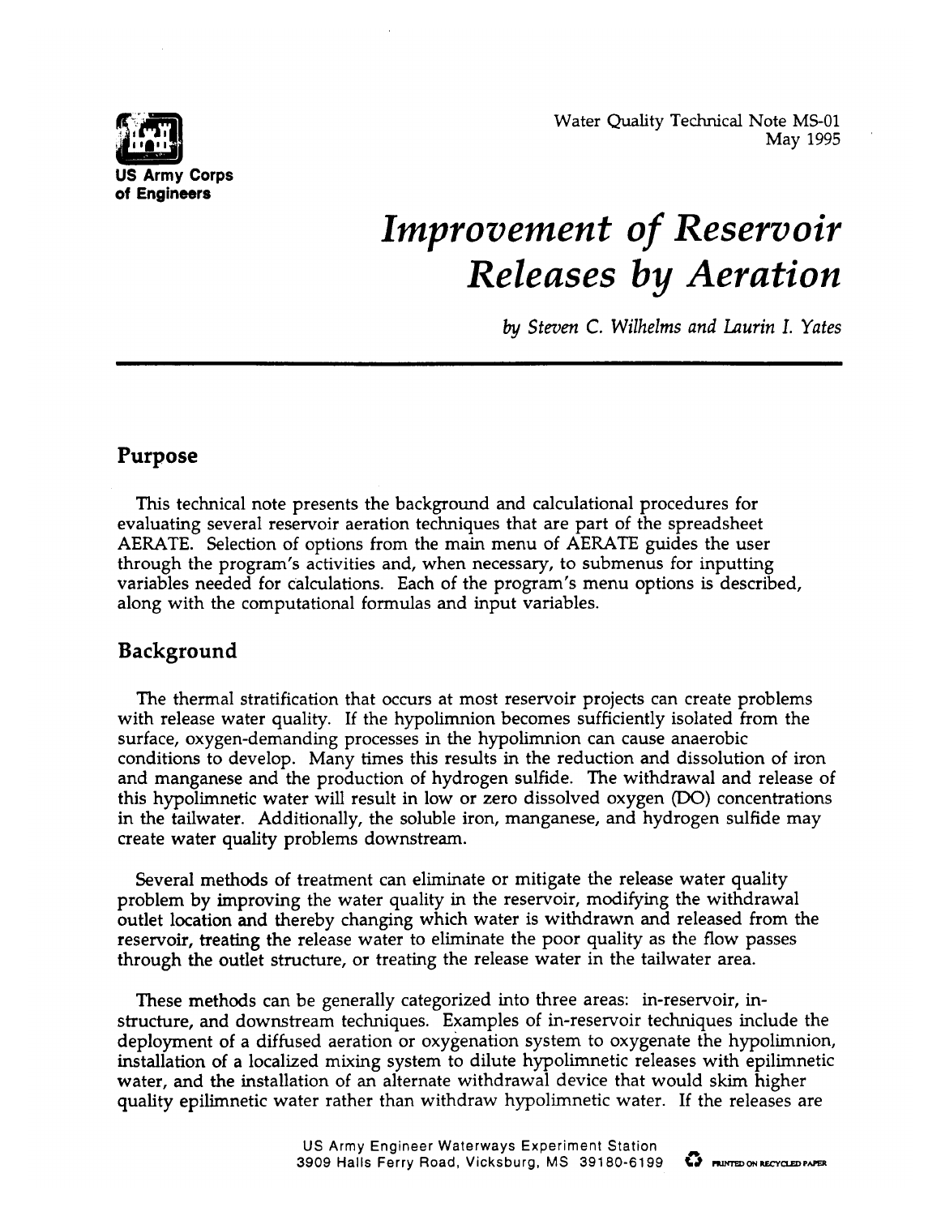US Army Corps of Engineers

Water Quality Technical Note MS-01
May 1995

# *Improvement of Reservoir Releases by Aeration*

*by Steven C. Wilhelms and Laurin I. Yates*

## Purpose

This technical note presents the background and calculational procedures for evaluating several reservoir aeration techniques that are part of the spreadsheet AERATE. Selection of options from the main menu of AERATE guides the user through the program's activities and, when necessary, to submenus for inputting variables needed for calculations. Each of the program's menu options is described, along with the computational formulas and input variables.

## Background

The thermal stratification that occurs at most reservoir projects can create problems with release water quality. If the hypolimnion becomes sufficiently isolated from the surface, oxygen-demanding processes in the hypolimnion can cause anaerobic conditions to develop. Many times this results in the reduction and dissolution of iron and manganese and the production of hydrogen sulfide. The withdrawal and release of this hypolimnetic water will result in low or zero dissolved oxygen (DO) concentrations in the tailwater. Additionally, the soluble iron, manganese, and hydrogen sulfide may create water quality problems downstream.

Several methods of treatment can eliminate or mitigate the release water quality problem by improving the water quality in the reservoir, modifying the withdrawal outlet location and thereby changing which water is withdrawn and released from the reservoir, treating the release water to eliminate the poor quality as the flow passes through the outlet structure, or treating the release water in the tailwater area.

These methods can be generally categorized into three areas: in-reservoir, in-structure, and downstream techniques. Examples of in-reservoir techniques include the deployment of a diffused aeration or oxygenation system to oxygenate the hypolimnion, installation of a localized mixing system to dilute hypolimnetic releases with epilimnetic water, and the installation of an alternate withdrawal device that would skim higher quality epilimnetic water rather than withdraw hypolimnetic water. If the releases are

US Army Engineer Waterways Experiment Station
3909 Halls Ferry Road, Vicksburg, MS 39180-6199

PRINTED ON RECYCLED PAPER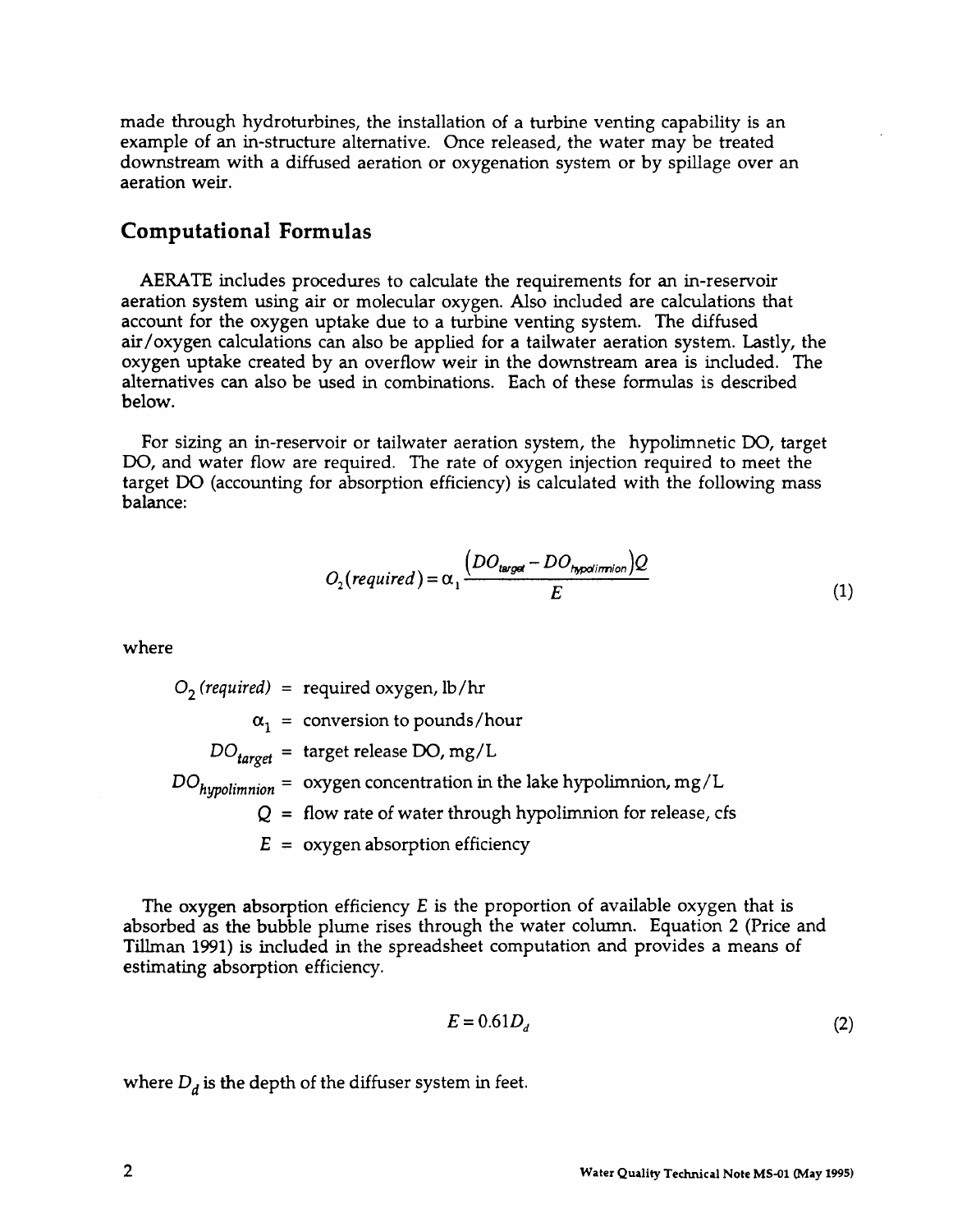made through hydroturbines, the installation of a turbine venting capability is an example of an in-structure alternative. Once released, the water may be treated downstream with a diffused aeration or oxygenation system or by spillage over an aeration weir.

## Computational Formulas

AERATE includes procedures to calculate the requirements for an in-reservoir aeration system using air or molecular oxygen. Also included are calculations that account for the oxygen uptake due to a turbine venting system. The diffused air/oxygen calculations can also be applied for a tailwater aeration system. Lastly, the oxygen uptake created by an overflow weir in the downstream area is included. The alternatives can also be used in combinations. Each of these formulas is described below.

For sizing an in-reservoir or tailwater aeration system, the hypolimnetic DO, target DO, and water flow are required. The rate of oxygen injection required to meet the target DO (accounting for absorption efficiency) is calculated with the following mass balance:

$$O_2(required) = \alpha_1 \frac{\left(DO_{target} - DO_{hypolimnion}\right)Q}{E} \tag{1}$$

where

- $O_2\,(required)$ = required oxygen, lb/hr
- $\alpha_1$ = conversion to pounds/hour
- $DO_{target}$ = target release DO, mg/L
- $DO_{hypolimnion}$ = oxygen concentration in the lake hypolimnion, mg/L
- $Q$ = flow rate of water through hypolimnion for release, cfs
- $E$ = oxygen absorption efficiency

The oxygen absorption efficiency $E$ is the proportion of available oxygen that is absorbed as the bubble plume rises through the water column. Equation 2 (Price and Tillman 1991) is included in the spreadsheet computation and provides a means of estimating absorption efficiency.

$$E = 0.61 D_d \tag{2}$$

where $D_d$ is the depth of the diffuser system in feet.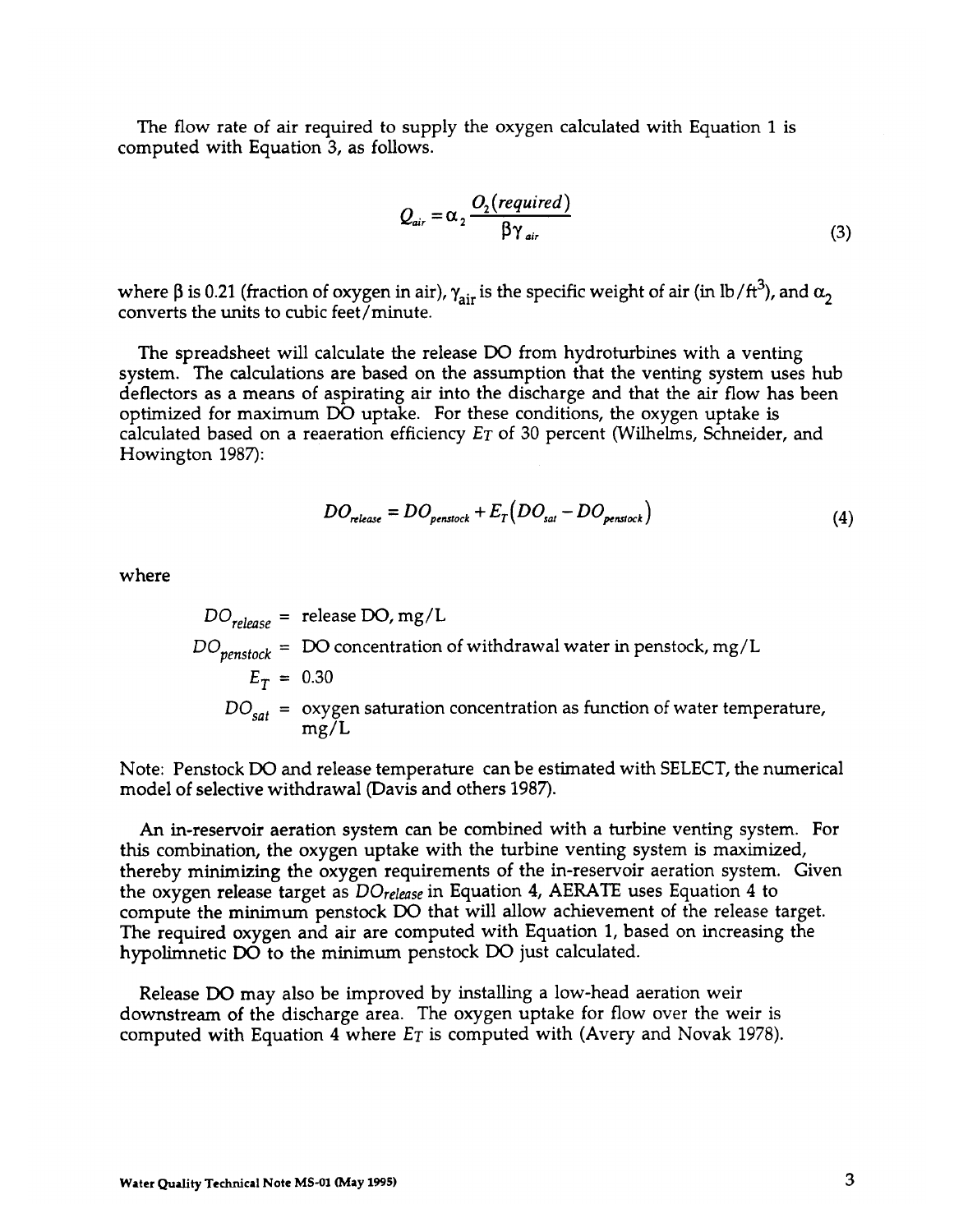The flow rate of air required to supply the oxygen calculated with Equation 1 is computed with Equation 3, as follows.

$$Q_{air} = \alpha_2 \frac{O_2(required)}{\beta \gamma_{air}} \tag{3}$$

where $\beta$ is 0.21 (fraction of oxygen in air), $\gamma_{air}$ is the specific weight of air (in lb/ft$^3$), and $\alpha_2$ converts the units to cubic feet/minute.

The spreadsheet will calculate the release DO from hydroturbines with a venting system. The calculations are based on the assumption that the venting system uses hub deflectors as a means of aspirating air into the discharge and that the air flow has been optimized for maximum DO uptake. For these conditions, the oxygen uptake is calculated based on a reaeration efficiency $E_T$ of 30 percent (Wilhelms, Schneider, and Howington 1987):

$$DO_{release} = DO_{penstock} + E_T\left(DO_{sat} - DO_{penstock}\right) \tag{4}$$

where

$DO_{release}$ = release DO, mg/L

$DO_{penstock}$ = DO concentration of withdrawal water in penstock, mg/L

$E_T$ = 0.30

$DO_{sat}$ = oxygen saturation concentration as function of water temperature, mg/L

Note: Penstock DO and release temperature can be estimated with SELECT, the numerical model of selective withdrawal (Davis and others 1987).

An in-reservoir aeration system can be combined with a turbine venting system. For this combination, the oxygen uptake with the turbine venting system is maximized, thereby minimizing the oxygen requirements of the in-reservoir aeration system. Given the oxygen release target as $DO_{release}$ in Equation 4, AERATE uses Equation 4 to compute the minimum penstock DO that will allow achievement of the release target. The required oxygen and air are computed with Equation 1, based on increasing the hypolimnetic DO to the minimum penstock DO just calculated.

Release DO may also be improved by installing a low-head aeration weir downstream of the discharge area. The oxygen uptake for flow over the weir is computed with Equation 4 where $E_T$ is computed with (Avery and Novak 1978).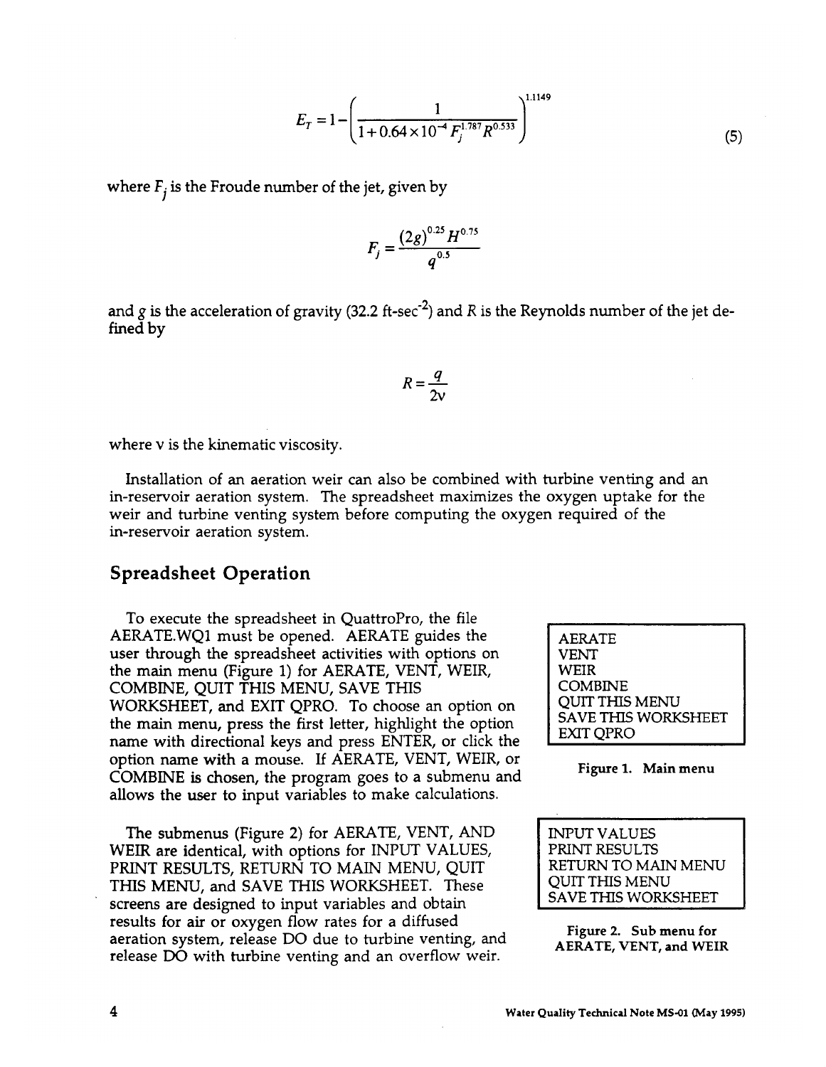$$E_T = 1 - \left( \frac{1}{1 + 0.64 \times 10^{-4} F_j^{1.787} R^{0.533}} \right)^{1.1149} \tag{5}$$

where $F_j$ is the Froude number of the jet, given by

$$F_j = \frac{(2g)^{0.25} H^{0.75}}{q^{0.5}}$$

and $g$ is the acceleration of gravity (32.2 ft-sec$^{-2}$) and $R$ is the Reynolds number of the jet defined by

$$R = \frac{q}{2\nu}$$

where $\nu$ is the kinematic viscosity.

Installation of an aeration weir can also be combined with turbine venting and an in-reservoir aeration system. The spreadsheet maximizes the oxygen uptake for the weir and turbine venting system before computing the oxygen required of the in-reservoir aeration system.

## Spreadsheet Operation

To execute the spreadsheet in QuattroPro, the file AERATE.WQ1 must be opened. AERATE guides the user through the spreadsheet activities with options on the main menu (Figure 1) for AERATE, VENT, WEIR, COMBINE, QUIT THIS MENU, SAVE THIS WORKSHEET, and EXIT QPRO. To choose an option on the main menu, press the first letter, highlight the option name with directional keys and press ENTER, or click the option name with a mouse. If AERATE, VENT, WEIR, or COMBINE is chosen, the program goes to a submenu and allows the user to input variables to make calculations.

```
AERATE
VENT
WEIR
COMBINE
QUIT THIS MENU
SAVE THIS WORKSHEET
EXIT QPRO
```

**Figure 1. Main menu**

The submenus (Figure 2) for AERATE, VENT, AND WEIR are identical, with options for INPUT VALUES, PRINT RESULTS, RETURN TO MAIN MENU, QUIT THIS MENU, and SAVE THIS WORKSHEET. These screens are designed to input variables and obtain results for air or oxygen flow rates for a diffused aeration system, release DO due to turbine venting, and release DO with turbine venting and an overflow weir.

```
INPUT VALUES
PRINT RESULTS
RETURN TO MAIN MENU
QUIT THIS MENU
SAVE THIS WORKSHEET
```

**Figure 2. Sub menu for AERATE, VENT, and WEIR**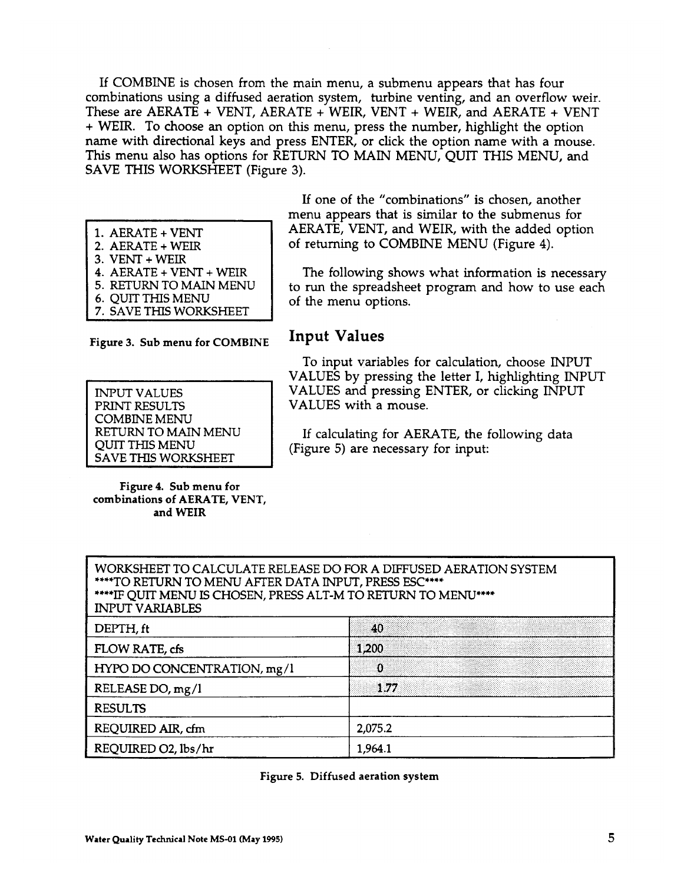If COMBINE is chosen from the main menu, a submenu appears that has four combinations using a diffused aeration system, turbine venting, and an overflow weir. These are AERATE + VENT, AERATE + WEIR, VENT + WEIR, and AERATE + VENT + WEIR. To choose an option on this menu, press the number, highlight the option name with directional keys and press ENTER, or click the option name with a mouse. This menu also has options for RETURN TO MAIN MENU, QUIT THIS MENU, and SAVE THIS WORKSHEET (Figure 3).

```
1. AERATE + VENT
2. AERATE + WEIR
3. VENT + WEIR
4. AERATE + VENT + WEIR
5. RETURN TO MAIN MENU
6. QUIT THIS MENU
7. SAVE THIS WORKSHEET
```

**Figure 3. Sub menu for COMBINE**

```
INPUT VALUES
PRINT RESULTS
COMBINE MENU
RETURN TO MAIN MENU
QUIT THIS MENU
SAVE THIS WORKSHEET
```

**Figure 4. Sub menu for combinations of AERATE, VENT, and WEIR**

If one of the "combinations" is chosen, another menu appears that is similar to the submenus for AERATE, VENT, and WEIR, with the added option of returning to COMBINE MENU (Figure 4).

The following shows what information is necessary to run the spreadsheet program and how to use each of the menu options.

## Input Values

To input variables for calculation, choose INPUT VALUES by pressing the letter I, highlighting INPUT VALUES and pressing ENTER, or clicking INPUT VALUES with a mouse.

If calculating for AERATE, the following data (Figure 5) are necessary for input:

| WORKSHEET TO CALCULATE RELEASE DO FOR A DIFFUSED AERATION SYSTEM<br>****TO RETURN TO MENU AFTER DATA INPUT, PRESS ESC****<br>****IF QUIT MENU IS CHOSEN, PRESS ALT-M TO RETURN TO MENU****<br>INPUT VARIABLES | |
|---|---|
| DEPTH, ft | 40 |
| FLOW RATE, cfs | 1,200 |
| HYPO DO CONCENTRATION, mg/l | 0 |
| RELEASE DO, mg/l | 1.77 |
| RESULTS | |
| REQUIRED AIR, cfm | 2,075.2 |
| REQUIRED O2, lbs/hr | 1,964.1 |

**Figure 5. Diffused aeration system**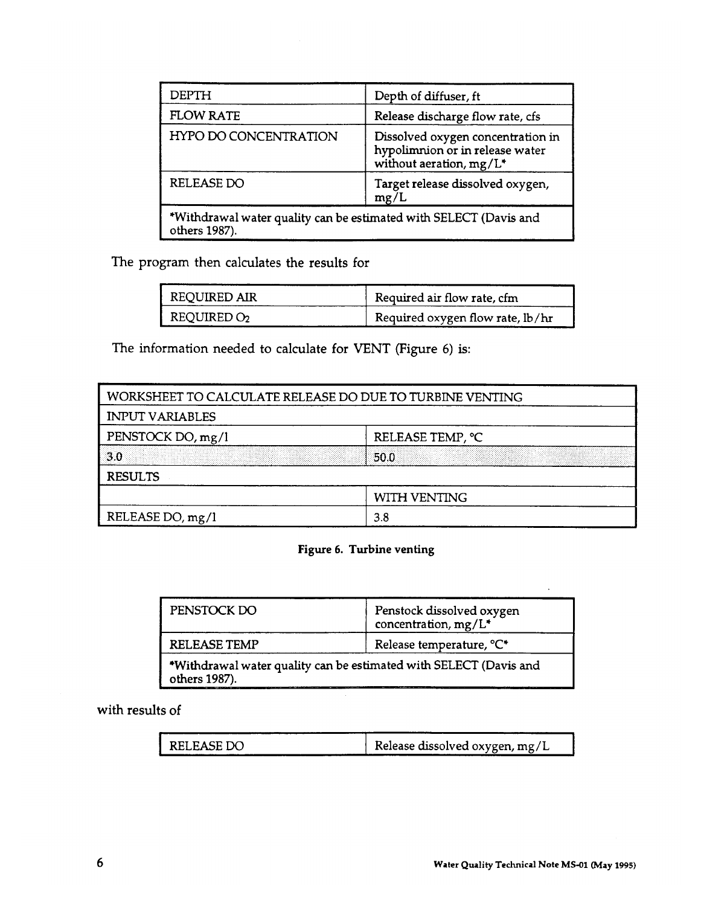| | |
|---|---|
| DEPTH | Depth of diffuser, ft |
| FLOW RATE | Release discharge flow rate, cfs |
| HYPO DO CONCENTRATION | Dissolved oxygen concentration in hypolimnion or in release water without aeration, mg/L* |
| RELEASE DO | Target release dissolved oxygen, mg/L |
| *Withdrawal water quality can be estimated with SELECT (Davis and others 1987). | |

The program then calculates the results for

| | |
|---|---|
| REQUIRED AIR | Required air flow rate, cfm |
| REQUIRED $O_2$ | Required oxygen flow rate, lb/hr |

The information needed to calculate for VENT (Figure 6) is:

| WORKSHEET TO CALCULATE RELEASE DO DUE TO TURBINE VENTING | |
|---|---|
| INPUT VARIABLES | |
| PENSTOCK DO, mg/l | RELEASE TEMP, °C |
| 3.0 | 50.0 |
| RESULTS | |
| | WITH VENTING |
| RELEASE DO, mg/l | 3.8 |

**Figure 6. Turbine venting**

| | |
|---|---|
| PENSTOCK DO | Penstock dissolved oxygen concentration, mg/L* |
| RELEASE TEMP | Release temperature, °C* |
| *Withdrawal water quality can be estimated with SELECT (Davis and others 1987). | |

with results of

| | |
|---|---|
| RELEASE DO | Release dissolved oxygen, mg/L |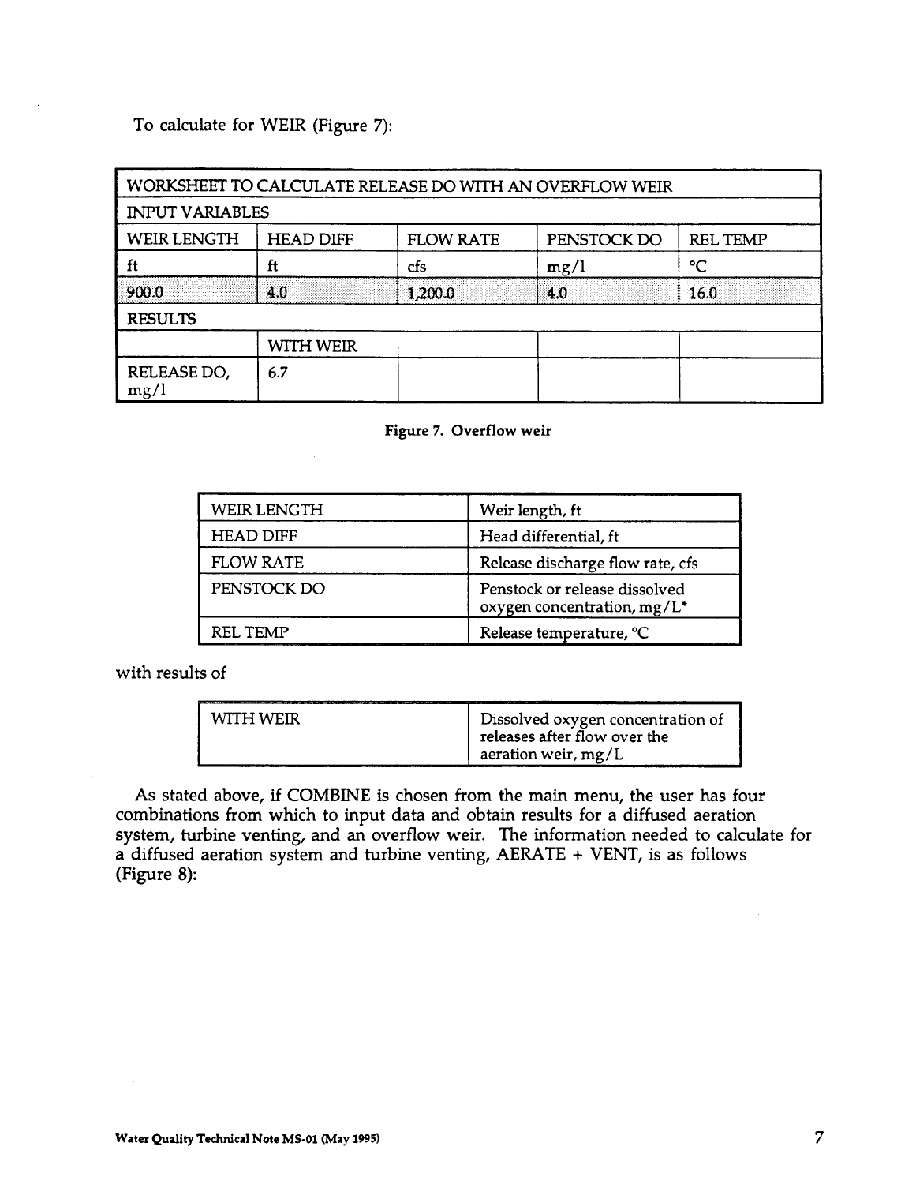To calculate for WEIR (Figure 7):

| WORKSHEET TO CALCULATE RELEASE DO WITH AN OVERFLOW WEIR | | | | |
|---|---|---|---|---|
| INPUT VARIABLES | | | | |
| WEIR LENGTH | HEAD DIFF | FLOW RATE | PENSTOCK DO | REL TEMP |
| ft | ft | cfs | mg/l | °C |
| 900.0 | 4.0 | 1,200.0 | 4.0 | 16.0 |
| RESULTS | | | | |
| | WITH WEIR | | | |
| RELEASE DO, mg/l | 6.7 | | | |

**Figure 7. Overflow weir**

| WEIR LENGTH | Weir length, ft |
|---|---|
| HEAD DIFF | Head differential, ft |
| FLOW RATE | Release discharge flow rate, cfs |
| PENSTOCK DO | Penstock or release dissolved oxygen concentration, mg/L* |
| REL TEMP | Release temperature, °C |

with results of

| WITH WEIR | Dissolved oxygen concentration of releases after flow over the aeration weir, mg/L |
|---|---|

As stated above, if COMBINE is chosen from the main menu, the user has four combinations from which to input data and obtain results for a diffused aeration system, turbine venting, and an overflow weir. The information needed to calculate for a diffused aeration system and turbine venting, AERATE + VENT, is as follows (Figure 8):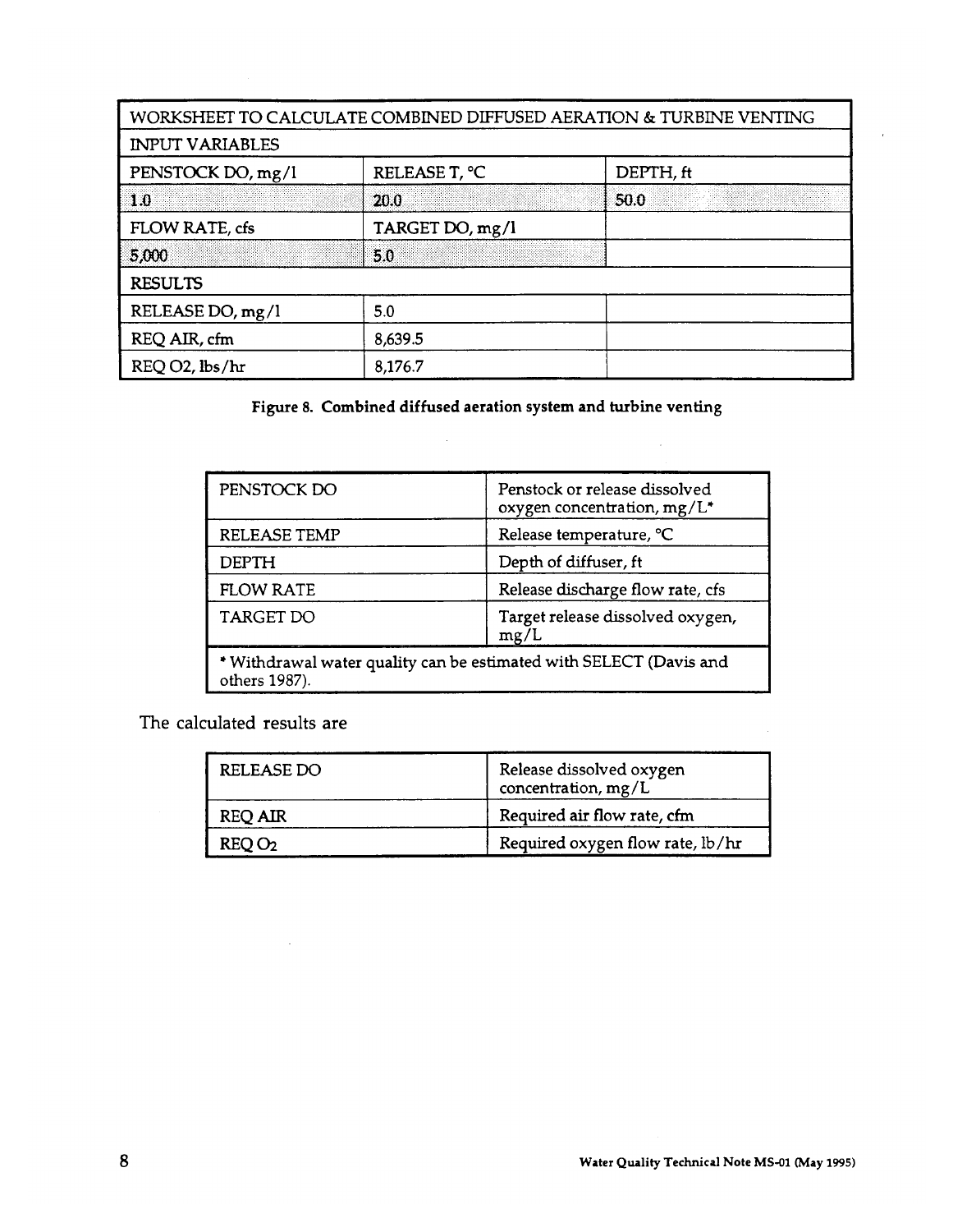| WORKSHEET TO CALCULATE COMBINED DIFFUSED AERATION & TURBINE VENTING | | |
|---|---|---|
| INPUT VARIABLES | | |
| PENSTOCK DO, mg/l | RELEASE T, °C | DEPTH, ft |
| 1.0 | 20.0 | 50.0 |
| FLOW RATE, cfs | TARGET DO, mg/l | |
| 5,000 | 5.0 | |
| RESULTS | | |
| RELEASE DO, mg/l | 5.0 | |
| REQ AIR, cfm | 8,639.5 | |
| REQ O2, lbs/hr | 8,176.7 | |

**Figure 8. Combined diffused aeration system and turbine venting**

| | |
|---|---|
| PENSTOCK DO | Penstock or release dissolved oxygen concentration, mg/L* |
| RELEASE TEMP | Release temperature, °C |
| DEPTH | Depth of diffuser, ft |
| FLOW RATE | Release discharge flow rate, cfs |
| TARGET DO | Target release dissolved oxygen, mg/L |
| * Withdrawal water quality can be estimated with SELECT (Davis and others 1987). | |

The calculated results are

| | |
|---|---|
| RELEASE DO | Release dissolved oxygen concentration, mg/L |
| REQ AIR | Required air flow rate, cfm |
| REQ $O_2$ | Required oxygen flow rate, lb/hr |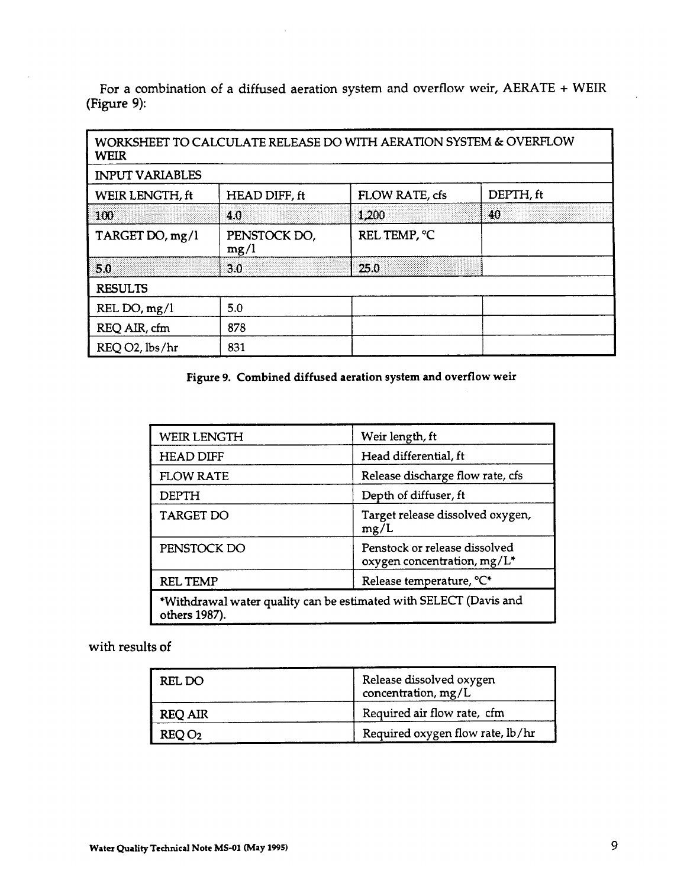For a combination of a diffused aeration system and overflow weir, AERATE + WEIR (Figure 9):

| WORKSHEET TO CALCULATE RELEASE DO WITH AERATION SYSTEM & OVERFLOW WEIR | | | |
|---|---|---|---|
| INPUT VARIABLES | | | |
| WEIR LENGTH, ft | HEAD DIFF, ft | FLOW RATE, cfs | DEPTH, ft |
| 100 | 4.0 | 1,200 | 40 |
| TARGET DO, mg/l | PENSTOCK DO, mg/l | REL TEMP, °C | |
| 5.0 | 3.0 | 25.0 | |
| RESULTS | | | |
| REL DO, mg/l | 5.0 | | |
| REQ AIR, cfm | 878 | | |
| REQ O2, lbs/hr | 831 | | |

**Figure 9. Combined diffused aeration system and overflow weir**

| WEIR LENGTH | Weir length, ft |
|---|---|
| HEAD DIFF | Head differential, ft |
| FLOW RATE | Release discharge flow rate, cfs |
| DEPTH | Depth of diffuser, ft |
| TARGET DO | Target release dissolved oxygen, mg/L |
| PENSTOCK DO | Penstock or release dissolved oxygen concentration, mg/L* |
| REL TEMP | Release temperature, °C* |
| *Withdrawal water quality can be estimated with SELECT (Davis and others 1987). | |

with results of

| REL DO | Release dissolved oxygen concentration, mg/L |
|---|---|
| REQ AIR | Required air flow rate, cfm |
| REQ $O_2$ | Required oxygen flow rate, lb/hr |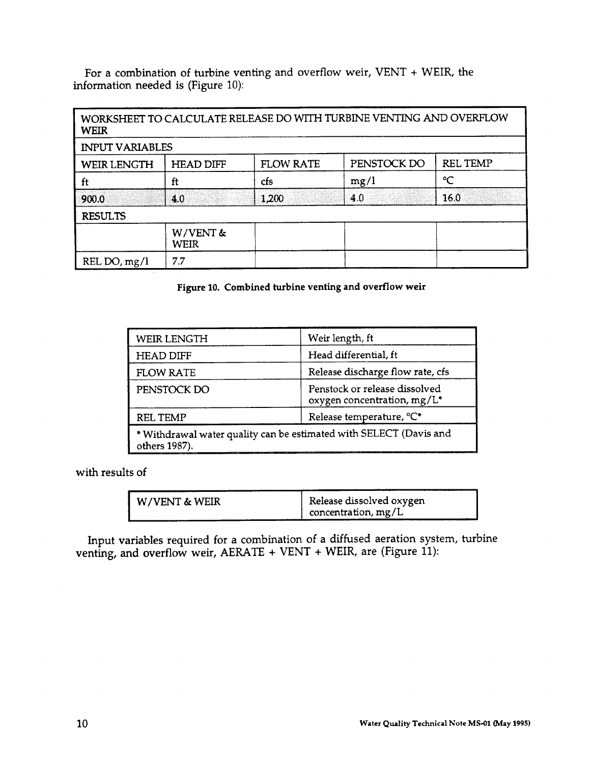For a combination of turbine venting and overflow weir, VENT + WEIR, the information needed is (Figure 10):

| WORKSHEET TO CALCULATE RELEASE DO WITH TURBINE VENTING AND OVERFLOW WEIR | | | | |
|---|---|---|---|---|
| INPUT VARIABLES | | | | |
| WEIR LENGTH | HEAD DIFF | FLOW RATE | PENSTOCK DO | REL TEMP |
| ft | ft | cfs | mg/l | °C |
| 900.0 | 4.0 | 1,200 | 4.0 | 16.0 |
| RESULTS | | | | |
| | W/VENT & WEIR | | | |
| REL DO, mg/l | 7.7 | | | |

**Figure 10. Combined turbine venting and overflow weir**

| WEIR LENGTH | Weir length, ft |
|---|---|
| HEAD DIFF | Head differential, ft |
| FLOW RATE | Release discharge flow rate, cfs |
| PENSTOCK DO | Penstock or release dissolved oxygen concentration, mg/L* |
| REL TEMP | Release temperature, °C* |
| * Withdrawal water quality can be estimated with SELECT (Davis and others 1987). | |

with results of

| W/VENT & WEIR | Release dissolved oxygen concentration, mg/L |
|---|---|

Input variables required for a combination of a diffused aeration system, turbine venting, and overflow weir, AERATE + VENT + WEIR, are (Figure 11):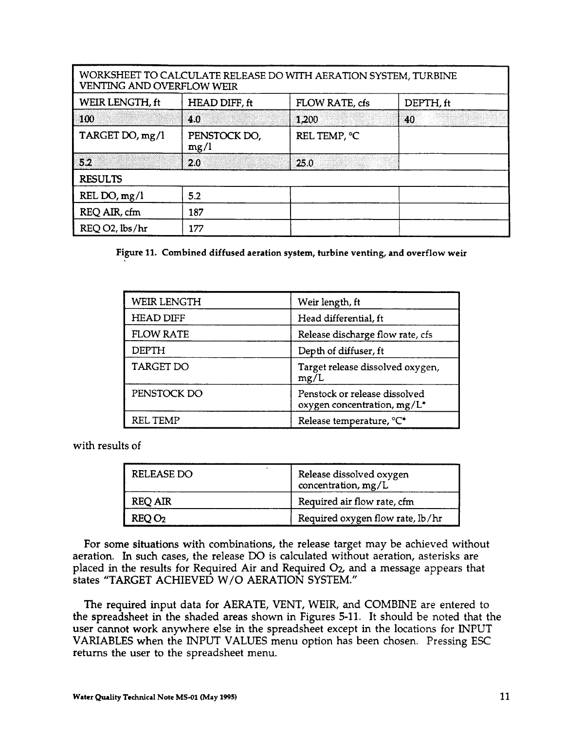| WORKSHEET TO CALCULATE RELEASE DO WITH AERATION SYSTEM, TURBINE VENTING AND OVERFLOW WEIR | | | |
|---|---|---|---|
| WEIR LENGTH, ft | HEAD DIFF, ft | FLOW RATE, cfs | DEPTH, ft |
| 100 | 4.0 | 1,200 | 40 |
| TARGET DO, mg/l | PENSTOCK DO, mg/l | REL TEMP, °C | |
| 5.2 | 2.0 | 25.0 | |
| RESULTS | | | |
| REL DO, mg/l | 5.2 | | |
| REQ AIR, cfm | 187 | | |
| REQ O2, lbs/hr | 177 | | |

**Figure 11. Combined diffused aeration system, turbine venting, and overflow weir**

| | |
|---|---|
| WEIR LENGTH | Weir length, ft |
| HEAD DIFF | Head differential, ft |
| FLOW RATE | Release discharge flow rate, cfs |
| DEPTH | Depth of diffuser, ft |
| TARGET DO | Target release dissolved oxygen, mg/L |
| PENSTOCK DO | Penstock or release dissolved oxygen concentration, mg/L* |
| REL TEMP | Release temperature, °C* |

with results of

| | |
|---|---|
| RELEASE DO | Release dissolved oxygen concentration, mg/L |
| REQ AIR | Required air flow rate, cfm |
| REQ $O_2$ | Required oxygen flow rate, lb/hr |

For some situations with combinations, the release target may be achieved without aeration. In such cases, the release DO is calculated without aeration, asterisks are placed in the results for Required Air and Required $O_2$, and a message appears that states "TARGET ACHIEVED W/O AERATION SYSTEM."

The required input data for AERATE, VENT, WEIR, and COMBINE are entered to the spreadsheet in the shaded areas shown in Figures 5-11. It should be noted that the user cannot work anywhere else in the spreadsheet except in the locations for INPUT VARIABLES when the INPUT VALUES menu option has been chosen. Pressing ESC returns the user to the spreadsheet menu.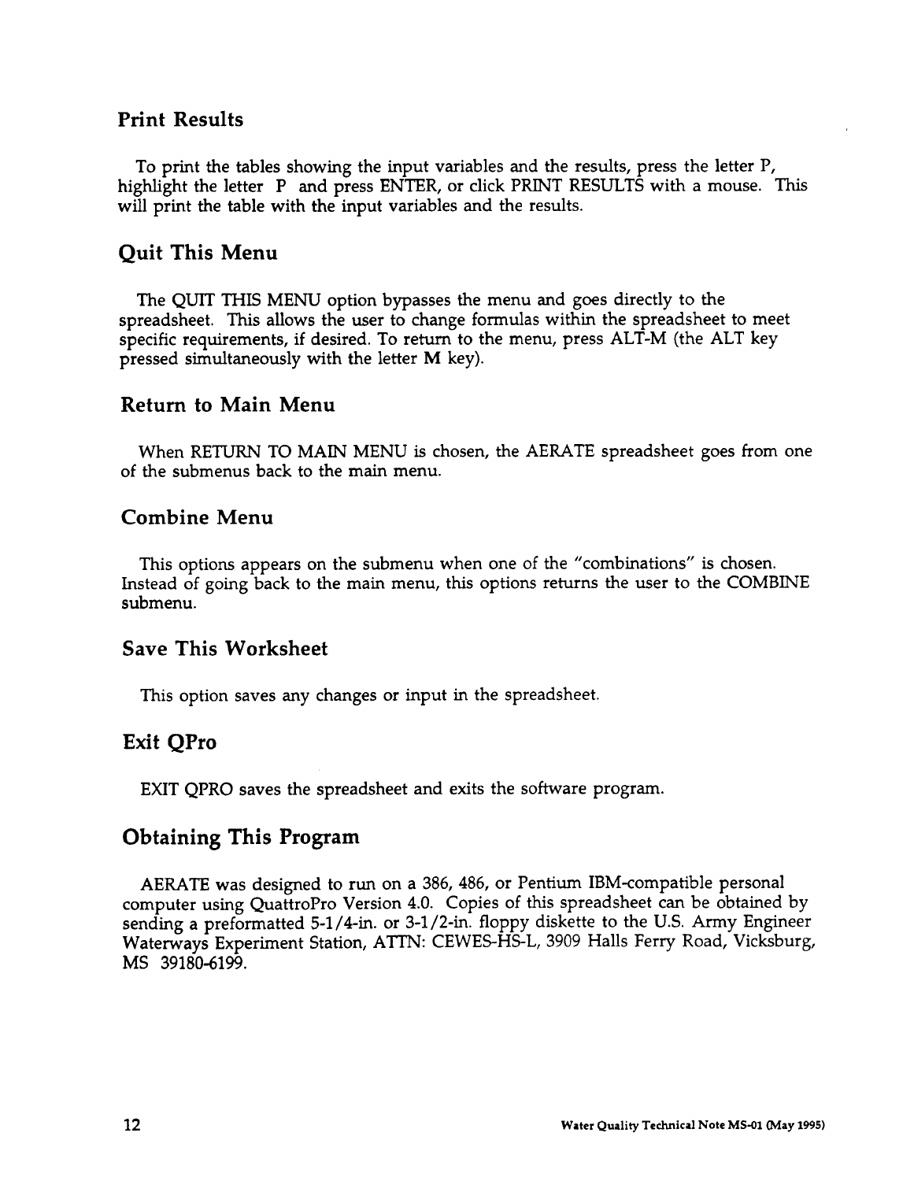## Print Results

To print the tables showing the input variables and the results, press the letter P, highlight the letter P and press ENTER, or click PRINT RESULTS with a mouse. This will print the table with the input variables and the results.

## Quit This Menu

The QUIT THIS MENU option bypasses the menu and goes directly to the spreadsheet. This allows the user to change formulas within the spreadsheet to meet specific requirements, if desired. To return to the menu, press ALT-M (the ALT key pressed simultaneously with the letter **M** key).

## Return to Main Menu

When RETURN TO MAIN MENU is chosen, the AERATE spreadsheet goes from one of the submenus back to the main menu.

## Combine Menu

This options appears on the submenu when one of the "combinations" is chosen. Instead of going back to the main menu, this options returns the user to the COMBINE submenu.

## Save This Worksheet

This option saves any changes or input in the spreadsheet.

## Exit QPro

EXIT QPRO saves the spreadsheet and exits the software program.

## Obtaining This Program

AERATE was designed to run on a 386, 486, or Pentium IBM-compatible personal computer using QuattroPro Version 4.0. Copies of this spreadsheet can be obtained by sending a preformatted 5-1/4-in. or 3-1/2-in. floppy diskette to the U.S. Army Engineer Waterways Experiment Station, ATTN: CEWES-HS-L, 3909 Halls Ferry Road, Vicksburg, MS 39180-6199.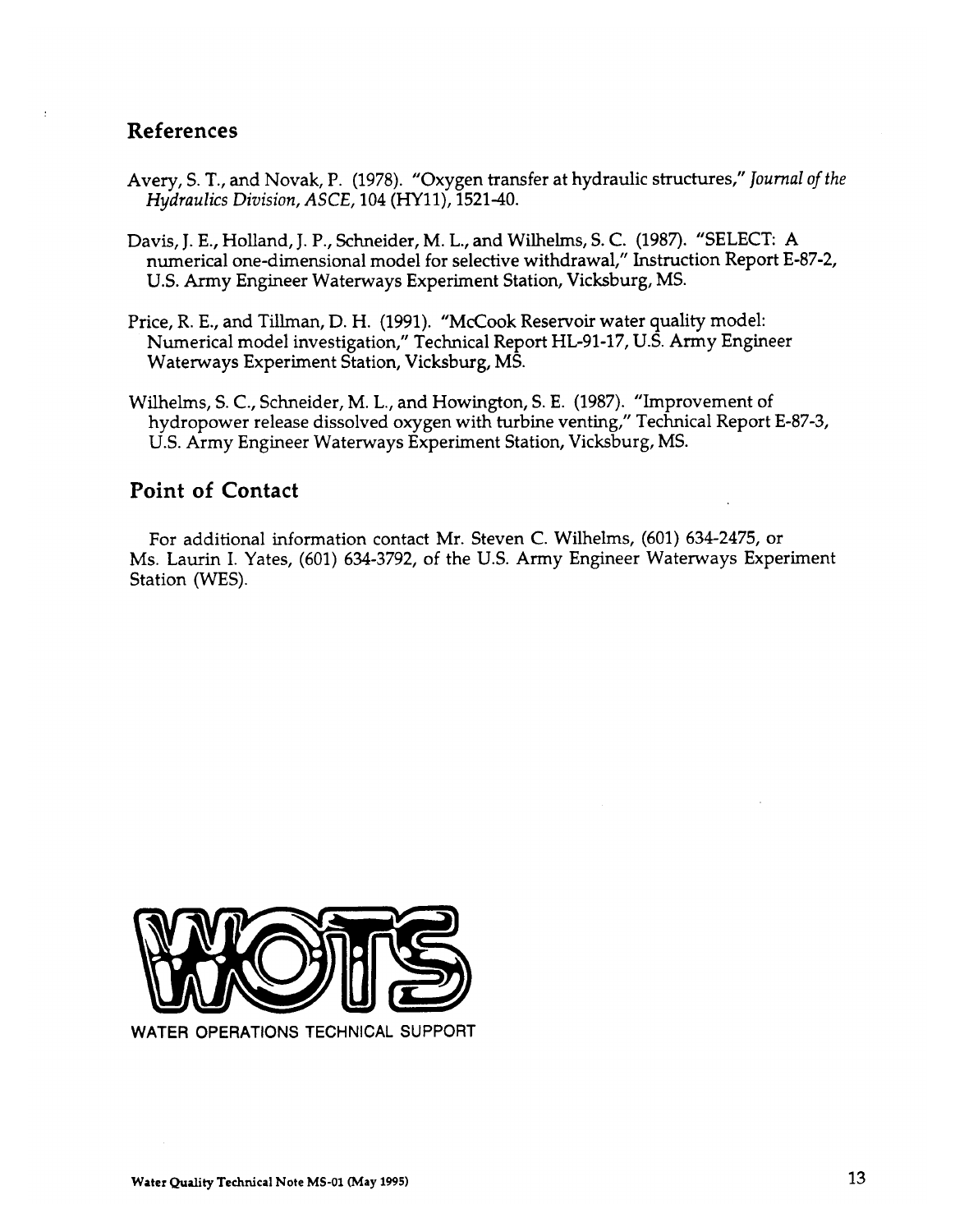## References

Avery, S. T., and Novak, P. (1978). "Oxygen transfer at hydraulic structures," *Journal of the Hydraulics Division, ASCE*, 104 (HY11), 1521-40.

Davis, J. E., Holland, J. P., Schneider, M. L., and Wilhelms, S. C. (1987). "SELECT: A numerical one-dimensional model for selective withdrawal," Instruction Report E-87-2, U.S. Army Engineer Waterways Experiment Station, Vicksburg, MS.

Price, R. E., and Tillman, D. H. (1991). "McCook Reservoir water quality model: Numerical model investigation," Technical Report HL-91-17, U.S. Army Engineer Waterways Experiment Station, Vicksburg, MS.

Wilhelms, S. C., Schneider, M. L., and Howington, S. E. (1987). "Improvement of hydropower release dissolved oxygen with turbine venting," Technical Report E-87-3, U.S. Army Engineer Waterways Experiment Station, Vicksburg, MS.

## Point of Contact

For additional information contact Mr. Steven C. Wilhelms, (601) 634-2475, or Ms. Laurin I. Yates, (601) 634-3792, of the U.S. Army Engineer Waterways Experiment Station (WES).

WOTS

WATER OPERATIONS TECHNICAL SUPPORT